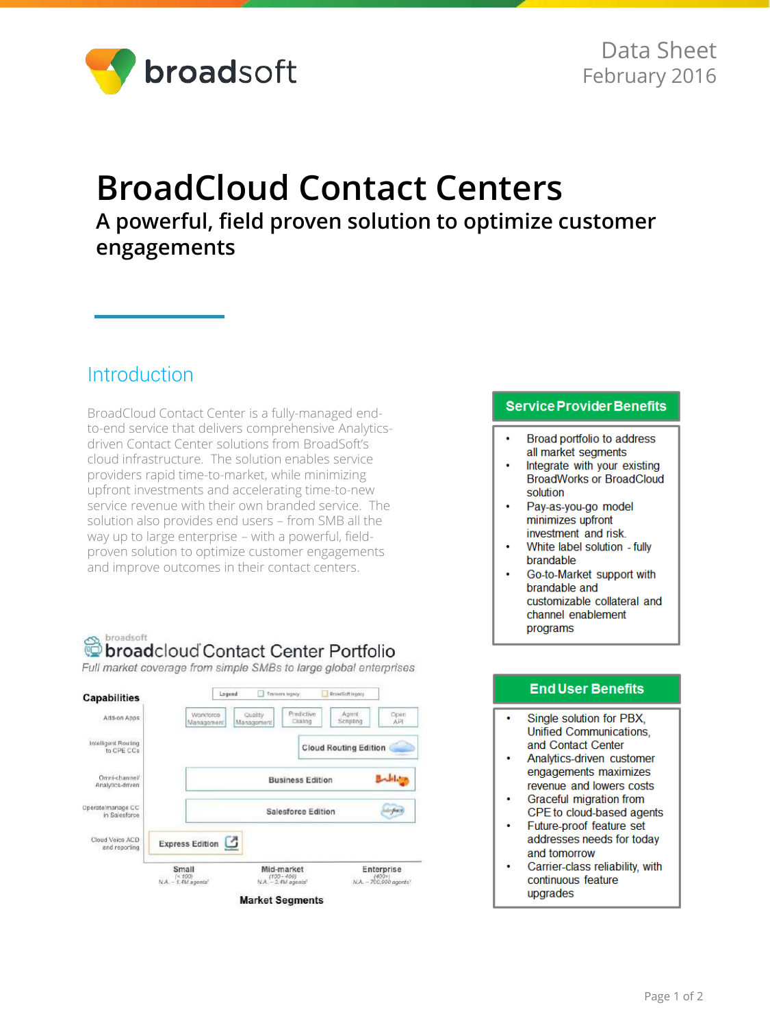Data Sheet
February 2016

# BroadCloud Contact Centers

## A powerful, field proven solution to optimize customer engagements

## Introduction

BroadCloud Contact Center is a fully-managed end-to-end service that delivers comprehensive Analytics-driven Contact Center solutions from BroadSoft's cloud infrastructure. The solution enables service providers rapid time-to-market, while minimizing upfront investments and accelerating time-to-new service revenue with their own branded service. The solution also provides end users – from SMB all the way up to large enterprise – with a powerful, field-proven solution to optimize customer engagements and improve outcomes in their contact centers.

### broadcloud Contact Center Portfolio

*Full market coverage from simple SMBs to large global enterprises*

| Capabilities | Small | Mid-market | Enterprise |
|---|---|---|---|
| Add-on Apps | Workforce Management, Quality Management, Predictive Dialing, Agent Scripting, Open API | | |
| Intelligent Routing to CPE CCs | | Cloud Routing Edition | |
| Omni-channel/ Analytics-driven | | Business Edition | |
| Operate/manage CC in Salesforce | | Salesforce Edition | |
| Cloud Voice ACD and reporting | Express Edition | | |

Market Segments: Small (< 100) N.A. ~ 1.4M agents; Mid-market (100 - 400) N.A. ~ 2.4M agents; Enterprise (400+) N.A. ~ 700,000 agents

### Service Provider Benefits

- Broad portfolio to address all market segments
- Integrate with your existing BroadWorks or BroadCloud solution
- Pay-as-you-go model minimizes upfront investment and risk.
- White label solution - fully brandable
- Go-to-Market support with brandable and customizable collateral and channel enablement programs

### End User Benefits

- Single solution for PBX, Unified Communications, and Contact Center
- Analytics-driven customer engagements maximizes revenue and lowers costs
- Graceful migration from CPE to cloud-based agents
- Future-proof feature set addresses needs for today and tomorrow
- Carrier-class reliability, with continuous feature upgrades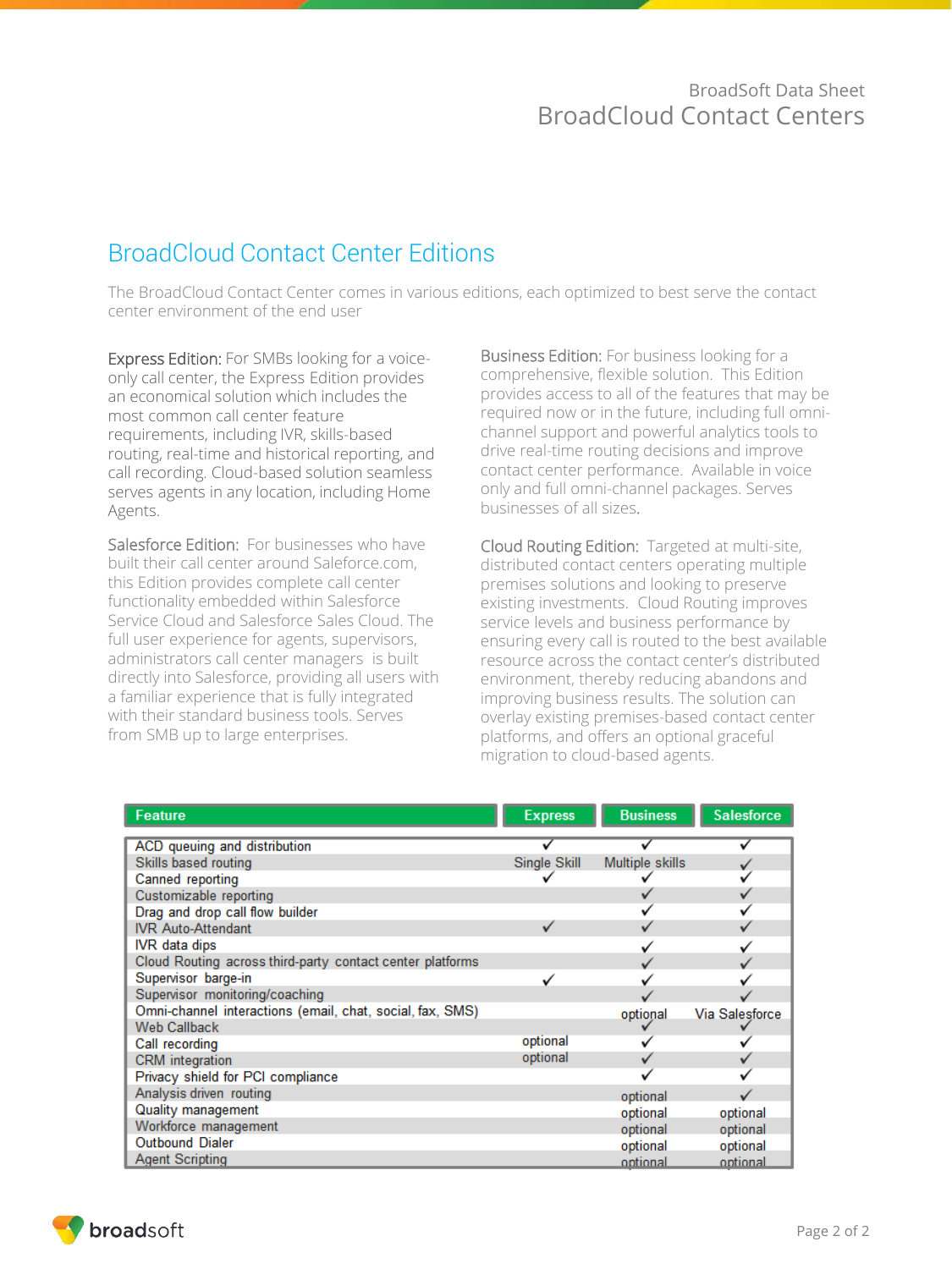# BroadCloud Contact Center Editions

The BroadCloud Contact Center comes in various editions, each optimized to best serve the contact center environment of the end user

Express Edition: For SMBs looking for a voice-only call center, the Express Edition provides an economical solution which includes the most common call center feature requirements, including IVR, skills-based routing, real-time and historical reporting, and call recording. Cloud-based solution seamless serves agents in any location, including Home Agents.

Salesforce Edition: For businesses who have built their call center around Saleforce.com, this Edition provides complete call center functionality embedded within Salesforce Service Cloud and Salesforce Sales Cloud. The full user experience for agents, supervisors, administrators call center managers is built directly into Salesforce, providing all users with a familiar experience that is fully integrated with their standard business tools. Serves from SMB up to large enterprises.

Business Edition: For business looking for a comprehensive, flexible solution. This Edition provides access to all of the features that may be required now or in the future, including full omni-channel support and powerful analytics tools to drive real-time routing decisions and improve contact center performance. Available in voice only and full omni-channel packages. Serves businesses of all sizes.

Cloud Routing Edition: Targeted at multi-site, distributed contact centers operating multiple premises solutions and looking to preserve existing investments. Cloud Routing improves service levels and business performance by ensuring every call is routed to the best available resource across the contact center's distributed environment, thereby reducing abandons and improving business results. The solution can overlay existing premises-based contact center platforms, and offers an optional graceful migration to cloud-based agents.

| Feature | Express | Business | Salesforce |
|---|---|---|---|
| ACD queuing and distribution | ✓ | ✓ | ✓ |
| Skills based routing | Single Skill | Multiple skills | ✓ |
| Canned reporting | ✓ | ✓ | ✓ |
| Customizable reporting | | ✓ | ✓ |
| Drag and drop call flow builder | | ✓ | ✓ |
| IVR Auto-Attendant | ✓ | ✓ | ✓ |
| IVR data dips | | ✓ | ✓ |
| Cloud Routing across third-party contact center platforms | | ✓ | ✓ |
| Supervisor barge-in | ✓ | ✓ | ✓ |
| Supervisor monitoring/coaching | | ✓ | ✓ |
| Omni-channel interactions (email, chat, social, fax, SMS) | | optional | Via Salesforce |
| Web Callback | | ✓ | ✓ |
| Call recording | optional | ✓ | ✓ |
| CRM integration | optional | ✓ | ✓ |
| Privacy shield for PCI compliance | | ✓ | ✓ |
| Analysis driven routing | | optional | ✓ |
| Quality management | | optional | optional |
| Workforce management | | optional | optional |
| Outbound Dialer | | optional | optional |
| Agent Scripting | | optional | optional |